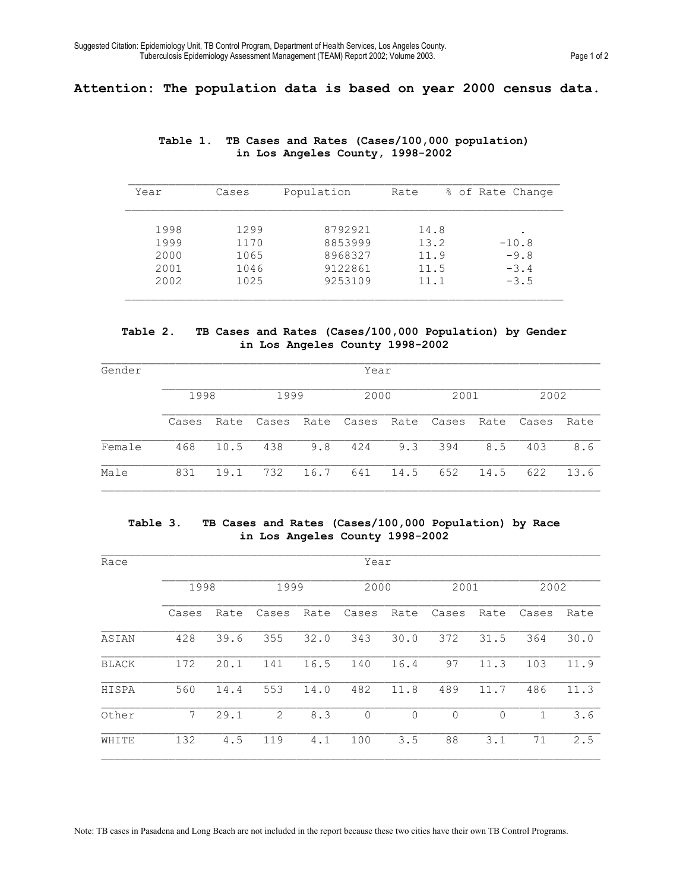**Attention: The population data is based on year 2000 census data.**

**Table 1. TB Cases and Rates (Cases/100,000 population) in Los Angeles County, 1998-2002**

| Year | Cases | Population | Rate | % of Rate Change |
|---|---|---|---|---|
| 1998 | 1299 | 8792921 | 14.8 | . |
| 1999 | 1170 | 8853999 | 13.2 | -10.8 |
| 2000 | 1065 | 8968327 | 11.9 | -9.8 |
| 2001 | 1046 | 9122861 | 11.5 | -3.4 |
| 2002 | 1025 | 9253109 | 11.1 | -3.5 |

**Table 2. TB Cases and Rates (Cases/100,000 Population) by Gender in Los Angeles County 1998-2002**

| Gender | Year | | | | | | | | | |
|---|---|---|---|---|---|---|---|---|---|---|
| | 1998 | | 1999 | | 2000 | | 2001 | | 2002 | |
| | Cases | Rate | Cases | Rate | Cases | Rate | Cases | Rate | Cases | Rate |
| Female | 468 | 10.5 | 438 | 9.8 | 424 | 9.3 | 394 | 8.5 | 403 | 8.6 |
| Male | 831 | 19.1 | 732 | 16.7 | 641 | 14.5 | 652 | 14.5 | 622 | 13.6 |

**Table 3. TB Cases and Rates (Cases/100,000 Population) by Race in Los Angeles County 1998-2002**

| Race | Year | | | | | | | | | |
|---|---|---|---|---|---|---|---|---|---|---|
| | 1998 | | 1999 | | 2000 | | 2001 | | 2002 | |
| | Cases | Rate | Cases | Rate | Cases | Rate | Cases | Rate | Cases | Rate |
| ASIAN | 428 | 39.6 | 355 | 32.0 | 343 | 30.0 | 372 | 31.5 | 364 | 30.0 |
| BLACK | 172 | 20.1 | 141 | 16.5 | 140 | 16.4 | 97 | 11.3 | 103 | 11.9 |
| HISPA | 560 | 14.4 | 553 | 14.0 | 482 | 11.8 | 489 | 11.7 | 486 | 11.3 |
| Other | 7 | 29.1 | 2 | 8.3 | 0 | 0 | 0 | 0 | 1 | 3.6 |
| WHITE | 132 | 4.5 | 119 | 4.1 | 100 | 3.5 | 88 | 3.1 | 71 | 2.5 |

Note: TB cases in Pasadena and Long Beach are not included in the report because these two cities have their own TB Control Programs.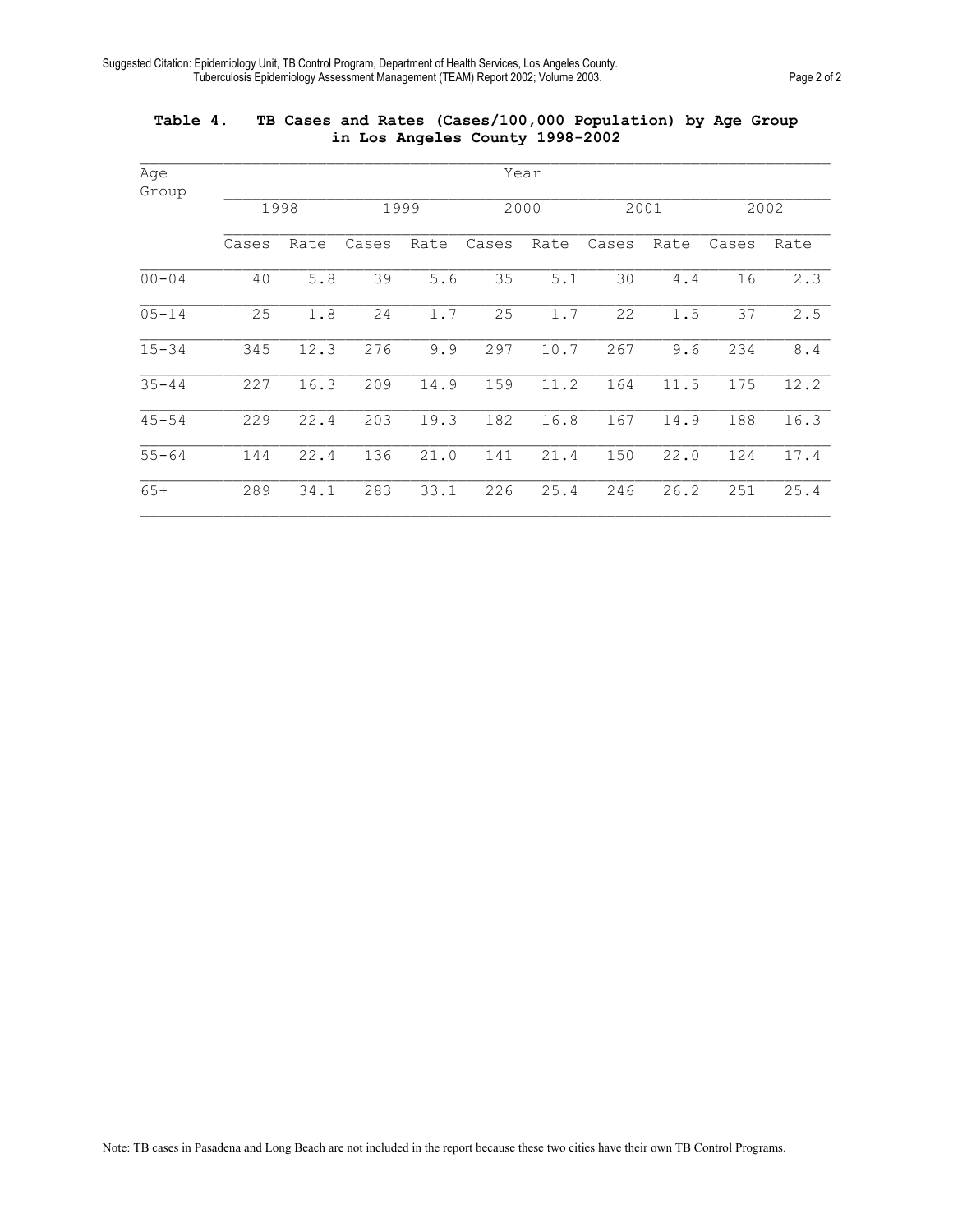**Table 4. TB Cases and Rates (Cases/100,000 Population) by Age Group in Los Angeles County 1998-2002**

| Age Group | Year | | | | | | | | | |
|---|---|---|---|---|---|---|---|---|---|---|
| | 1998 | | 1999 | | 2000 | | 2001 | | 2002 | |
| | Cases | Rate | Cases | Rate | Cases | Rate | Cases | Rate | Cases | Rate |
| 00-04 | 40 | 5.8 | 39 | 5.6 | 35 | 5.1 | 30 | 4.4 | 16 | 2.3 |
| 05-14 | 25 | 1.8 | 24 | 1.7 | 25 | 1.7 | 22 | 1.5 | 37 | 2.5 |
| 15-34 | 345 | 12.3 | 276 | 9.9 | 297 | 10.7 | 267 | 9.6 | 234 | 8.4 |
| 35-44 | 227 | 16.3 | 209 | 14.9 | 159 | 11.2 | 164 | 11.5 | 175 | 12.2 |
| 45-54 | 229 | 22.4 | 203 | 19.3 | 182 | 16.8 | 167 | 14.9 | 188 | 16.3 |
| 55-64 | 144 | 22.4 | 136 | 21.0 | 141 | 21.4 | 150 | 22.0 | 124 | 17.4 |
| 65+ | 289 | 34.1 | 283 | 33.1 | 226 | 25.4 | 246 | 26.2 | 251 | 25.4 |

Note: TB cases in Pasadena and Long Beach are not included in the report because these two cities have their own TB Control Programs.